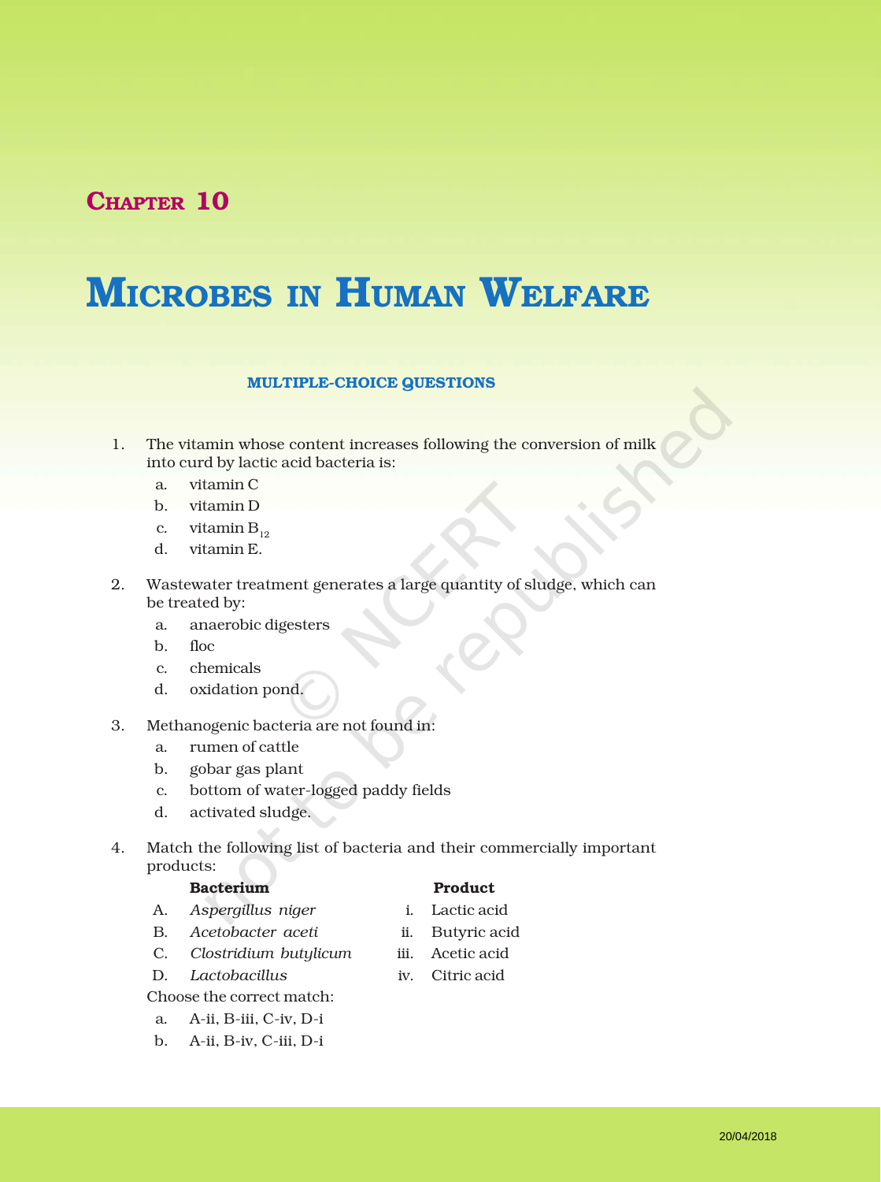## CHAPTER 10

# MICROBES IN HUMAN WELFARE

### MULTIPLE-CHOICE QUESTIONS

1. The vitamin whose content increases following the conversion of milk into curd by lactic acid bacteria is:
   a. vitamin C
   b. vitamin D
   c. vitamin $B_{12}$
   d. vitamin E.

2. Wastewater treatment generates a large quantity of sludge, which can be treated by:
   a. anaerobic digesters
   b. floc
   c. chemicals
   d. oxidation pond.

3. Methanogenic bacteria are not found in:
   a. rumen of cattle
   b. gobar gas plant
   c. bottom of water-logged paddy fields
   d. activated sludge.

4. Match the following list of bacteria and their commercially important products:

| | Bacterium | | Product |
|---|---|---|---|
| A. | *Aspergillus niger* | i. | Lactic acid |
| B. | *Acetobacter aceti* | ii. | Butyric acid |
| C. | *Clostridium butylicum* | iii. | Acetic acid |
| D. | *Lactobacillus* | iv. | Citric acid |

   Choose the correct match:
   a. A-ii, B-iii, C-iv, D-i
   b. A-ii, B-iv, C-iii, D-i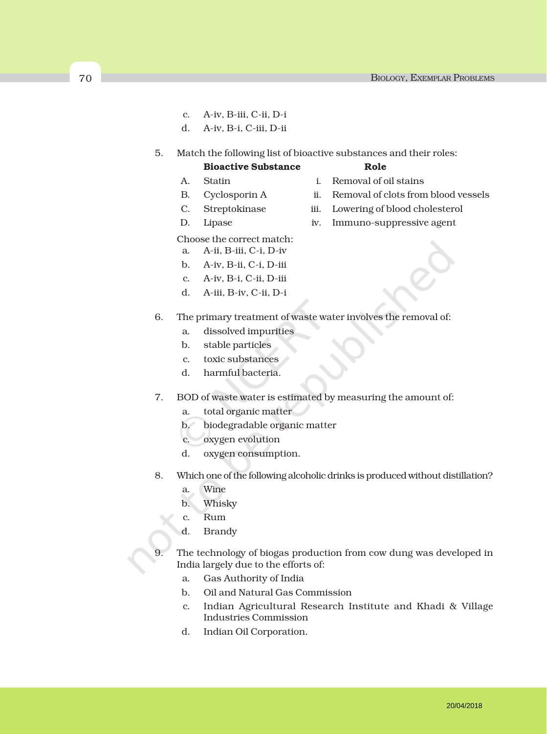c. A-iv, B-iii, C-ii, D-i

d. A-iv, B-i, C-iii, D-ii

5. Match the following list of bioactive substances and their roles:

| | **Bioactive Substance** | | **Role** |
|---|---|---|---|
| A. | Statin | i. | Removal of oil stains |
| B. | Cyclosporin A | ii. | Removal of clots from blood vessels |
| C. | Streptokinase | iii. | Lowering of blood cholesterol |
| D. | Lipase | iv. | Immuno-suppressive agent |

Choose the correct match:

a. A-ii, B-iii, C-i, D-iv

b. A-iv, B-ii, C-i, D-iii

c. A-iv, B-i, C-ii, D-iii

d. A-iii, B-iv, C-ii, D-i

6. The primary treatment of waste water involves the removal of:

a. dissolved impurities

b. stable particles

c. toxic substances

d. harmful bacteria.

7. BOD of waste water is estimated by measuring the amount of:

a. total organic matter

b. biodegradable organic matter

c. oxygen evolution

d. oxygen consumption.

8. Which one of the following alcoholic drinks is produced without distillation?

a. Wine

b. Whisky

c. Rum

d. Brandy

9. The technology of biogas production from cow dung was developed in India largely due to the efforts of:

a. Gas Authority of India

b. Oil and Natural Gas Commission

c. Indian Agricultural Research Institute and Khadi & Village Industries Commission

d. Indian Oil Corporation.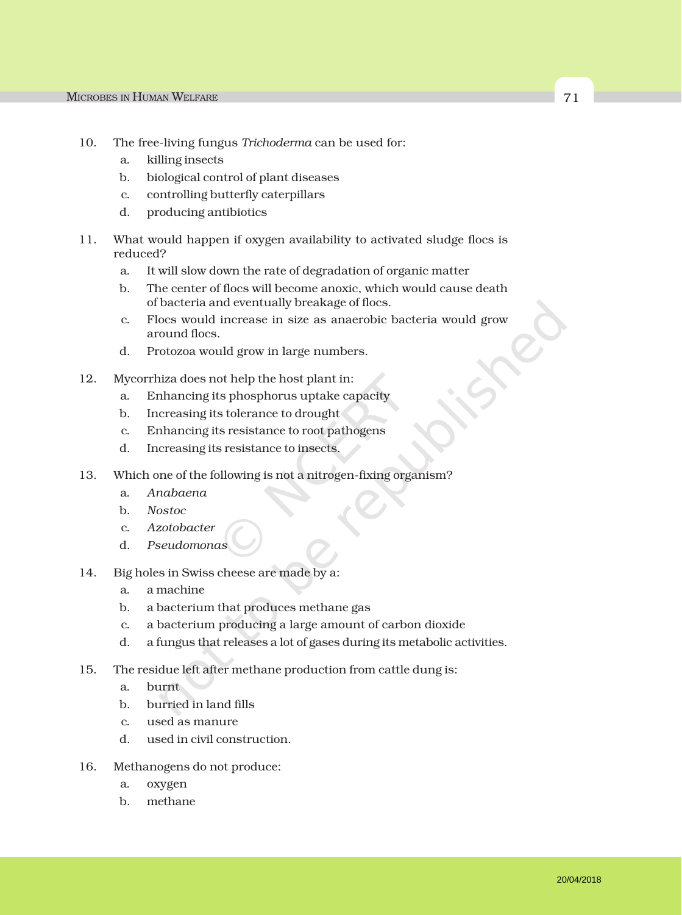10. The free-living fungus *Trichoderma* can be used for:
    a. killing insects
    b. biological control of plant diseases
    c. controlling butterfly caterpillars
    d. producing antibiotics

11. What would happen if oxygen availability to activated sludge flocs is reduced?
    a. It will slow down the rate of degradation of organic matter
    b. The center of flocs will become anoxic, which would cause death of bacteria and eventually breakage of flocs.
    c. Flocs would increase in size as anaerobic bacteria would grow around flocs.
    d. Protozoa would grow in large numbers.

12. Mycorrhiza does not help the host plant in:
    a. Enhancing its phosphorus uptake capacity
    b. Increasing its tolerance to drought
    c. Enhancing its resistance to root pathogens
    d. Increasing its resistance to insects.

13. Which one of the following is not a nitrogen-fixing organism?
    a. *Anabaena*
    b. *Nostoc*
    c. *Azotobacter*
    d. *Pseudomonas*

14. Big holes in Swiss cheese are made by a:
    a. a machine
    b. a bacterium that produces methane gas
    c. a bacterium producing a large amount of carbon dioxide
    d. a fungus that releases a lot of gases during its metabolic activities.

15. The residue left after methane production from cattle dung is:
    a. burnt
    b. burried in land fills
    c. used as manure
    d. used in civil construction.

16. Methanogens do not produce:
    a. oxygen
    b. methane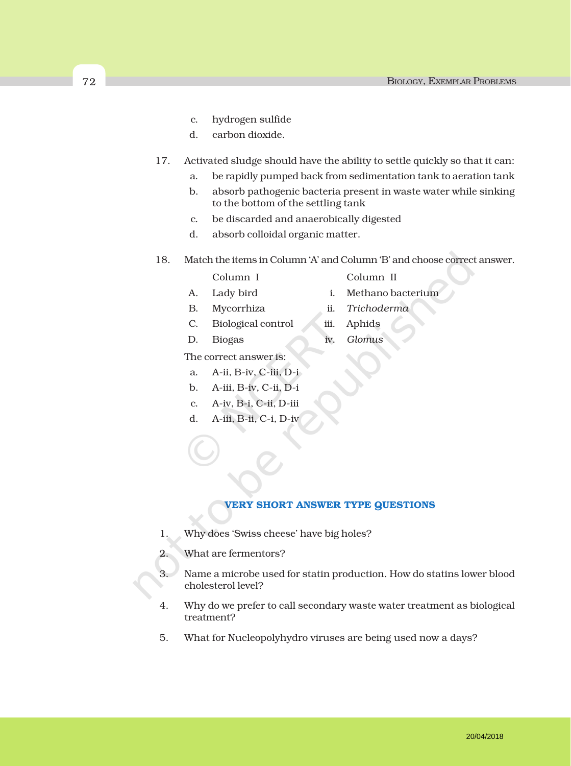c. hydrogen sulfide

d. carbon dioxide.

17. Activated sludge should have the ability to settle quickly so that it can:

    a. be rapidly pumped back from sedimentation tank to aeration tank

    b. absorb pathogenic bacteria present in waste water while sinking to the bottom of the settling tank

    c. be discarded and anaerobically digested

    d. absorb colloidal organic matter.

18. Match the items in Column 'A' and Column 'B' and choose correct answer.

| | Column I | | Column II |
|---|---|---|---|
| A. | Lady bird | i. | Methano bacterium |
| B. | Mycorrhiza | ii. | *Trichoderma* |
| C. | Biological control | iii. | Aphids |
| D. | Biogas | iv. | *Glomus* |

The correct answer is:

a. A-ii, B-iv, C-iii, D-i

b. A-iii, B-iv, C-ii, D-i

c. A-iv, B-i, C-ii, D-iii

d. A-iii, B-ii, C-i, D-iv

## VERY SHORT ANSWER TYPE QUESTIONS

1. Why does 'Swiss cheese' have big holes?

2. What are fermentors?

3. Name a microbe used for statin production. How do statins lower blood cholesterol level?

4. Why do we prefer to call secondary waste water treatment as biological treatment?

5. What for Nucleopolyhydro viruses are being used now a days?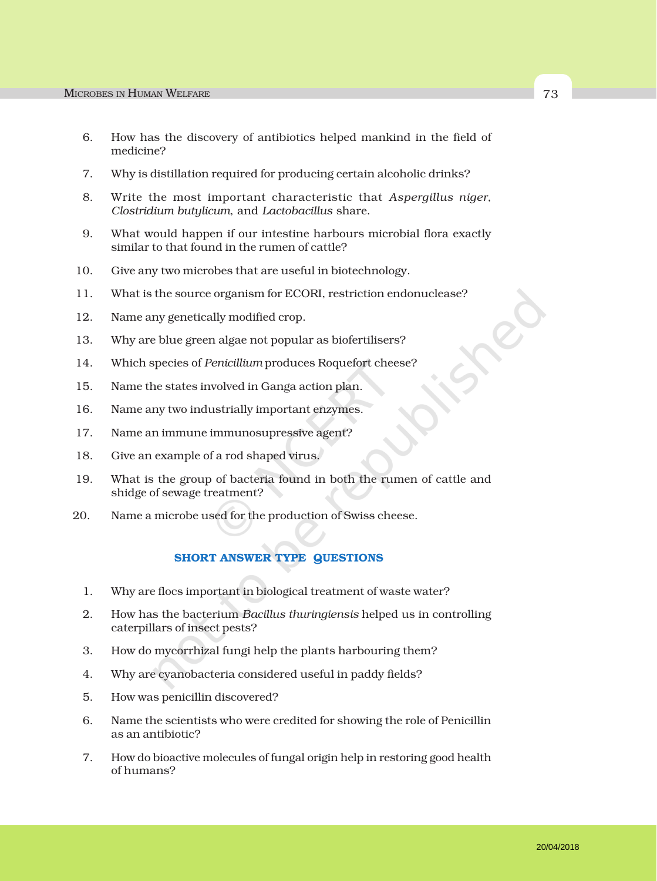6. How has the discovery of antibiotics helped mankind in the field of medicine?
7. Why is distillation required for producing certain alcoholic drinks?
8. Write the most important characteristic that *Aspergillus niger*, *Clostridium butylicum*, and *Lactobacillus* share.
9. What would happen if our intestine harbours microbial flora exactly similar to that found in the rumen of cattle?
10. Give any two microbes that are useful in biotechnology.
11. What is the source organism for ECORI, restriction endonuclease?
12. Name any genetically modified crop.
13. Why are blue green algae not popular as biofertilisers?
14. Which species of *Penicillium* produces Roquefort cheese?
15. Name the states involved in Ganga action plan.
16. Name any two industrially important enzymes.
17. Name an immune immunosupressive agent?
18. Give an example of a rod shaped virus.
19. What is the group of bacteria found in both the rumen of cattle and shidge of sewage treatment?
20. Name a microbe used for the production of Swiss cheese.

## SHORT ANSWER TYPE QUESTIONS

1. Why are flocs important in biological treatment of waste water?
2. How has the bacterium *Bacillus thuringiensis* helped us in controlling caterpillars of insect pests?
3. How do mycorrhizal fungi help the plants harbouring them?
4. Why are cyanobacteria considered useful in paddy fields?
5. How was penicillin discovered?
6. Name the scientists who were credited for showing the role of Penicillin as an antibiotic?
7. How do bioactive molecules of fungal origin help in restoring good health of humans?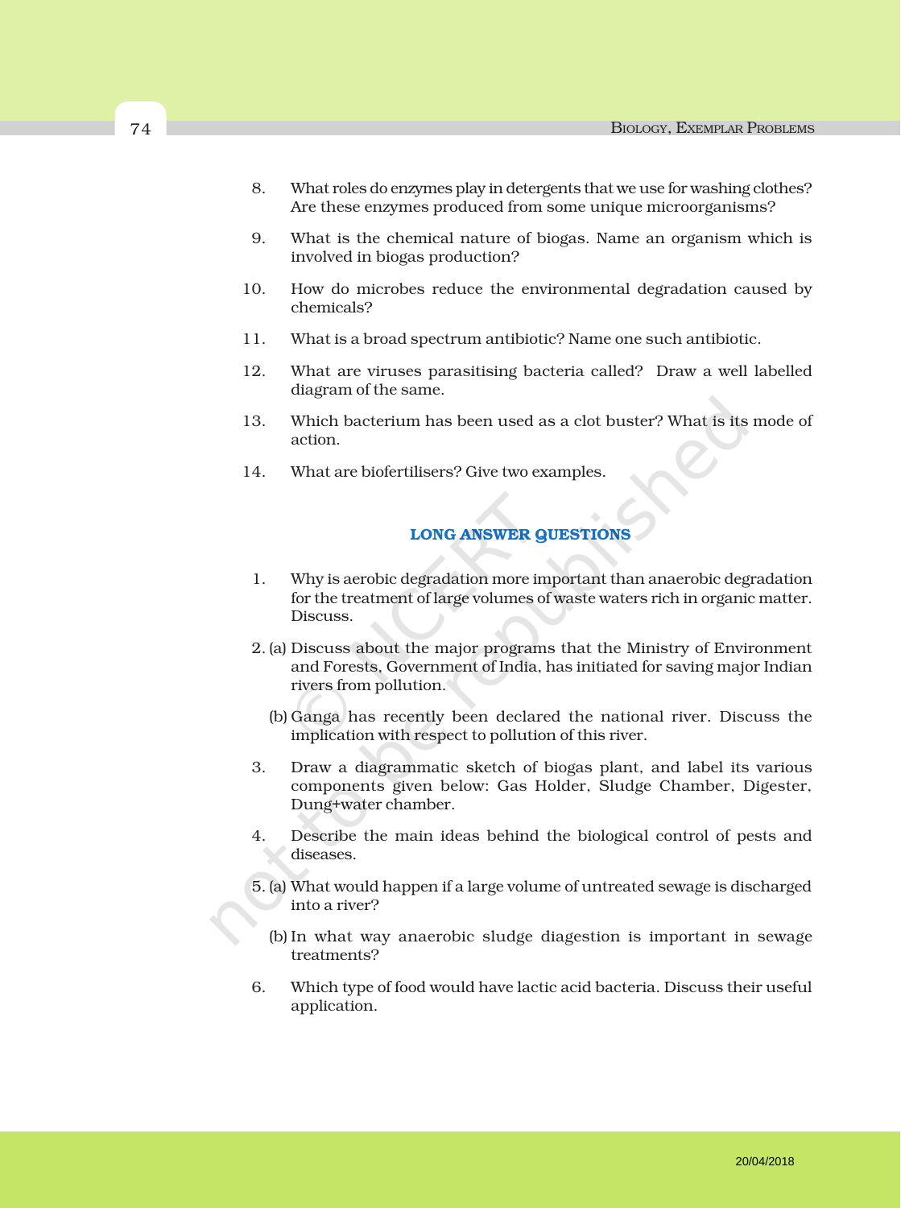8. What roles do enzymes play in detergents that we use for washing clothes? Are these enzymes produced from some unique microorganisms?

9. What is the chemical nature of biogas. Name an organism which is involved in biogas production?

10. How do microbes reduce the environmental degradation caused by chemicals?

11. What is a broad spectrum antibiotic? Name one such antibiotic.

12. What are viruses parasitising bacteria called? Draw a well labelled diagram of the same.

13. Which bacterium has been used as a clot buster? What is its mode of action.

14. What are biofertilisers? Give two examples.

## LONG ANSWER QUESTIONS

1. Why is aerobic degradation more important than anaerobic degradation for the treatment of large volumes of waste waters rich in organic matter. Discuss.

2. (a) Discuss about the major programs that the Ministry of Environment and Forests, Government of India, has initiated for saving major Indian rivers from pollution.

   (b) Ganga has recently been declared the national river. Discuss the implication with respect to pollution of this river.

3. Draw a diagrammatic sketch of biogas plant, and label its various components given below: Gas Holder, Sludge Chamber, Digester, Dung+water chamber.

4. Describe the main ideas behind the biological control of pests and diseases.

5. (a) What would happen if a large volume of untreated sewage is discharged into a river?

   (b) In what way anaerobic sludge diagestion is important in sewage treatments?

6. Which type of food would have lactic acid bacteria. Discuss their useful application.